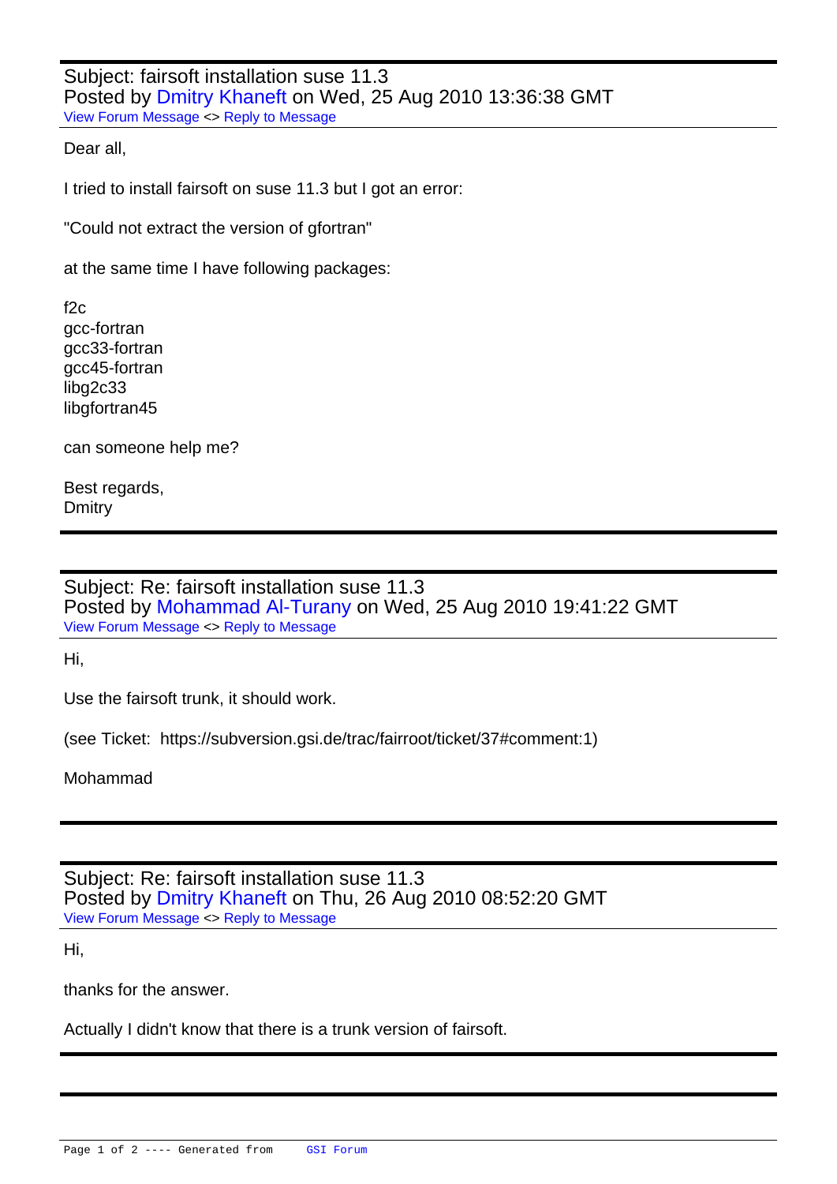Subject: fairsoft installation suse 11.3
Posted by Dmitry Khaneft on Wed, 25 Aug 2010 13:36:38 GMT
View Forum Message <> Reply to Message

Dear all,

I tried to install fairsoft on suse 11.3 but I got an error:

"Could not extract the version of gfortran"

at the same time I have following packages:

f2c
gcc-fortran
gcc33-fortran
gcc45-fortran
libg2c33
libgfortran45

can someone help me?

Best regards,
Dmitry

---

Subject: Re: fairsoft installation suse 11.3
Posted by Mohammad Al-Turany on Wed, 25 Aug 2010 19:41:22 GMT
View Forum Message <> Reply to Message

Hi,

Use the fairsoft trunk, it should work.

(see Ticket: https://subversion.gsi.de/trac/fairroot/ticket/37#comment:1)

Mohammad

---

Subject: Re: fairsoft installation suse 11.3
Posted by Dmitry Khaneft on Thu, 26 Aug 2010 08:52:20 GMT
View Forum Message <> Reply to Message

Hi,

thanks for the answer.

Actually I didn't know that there is a trunk version of fairsoft.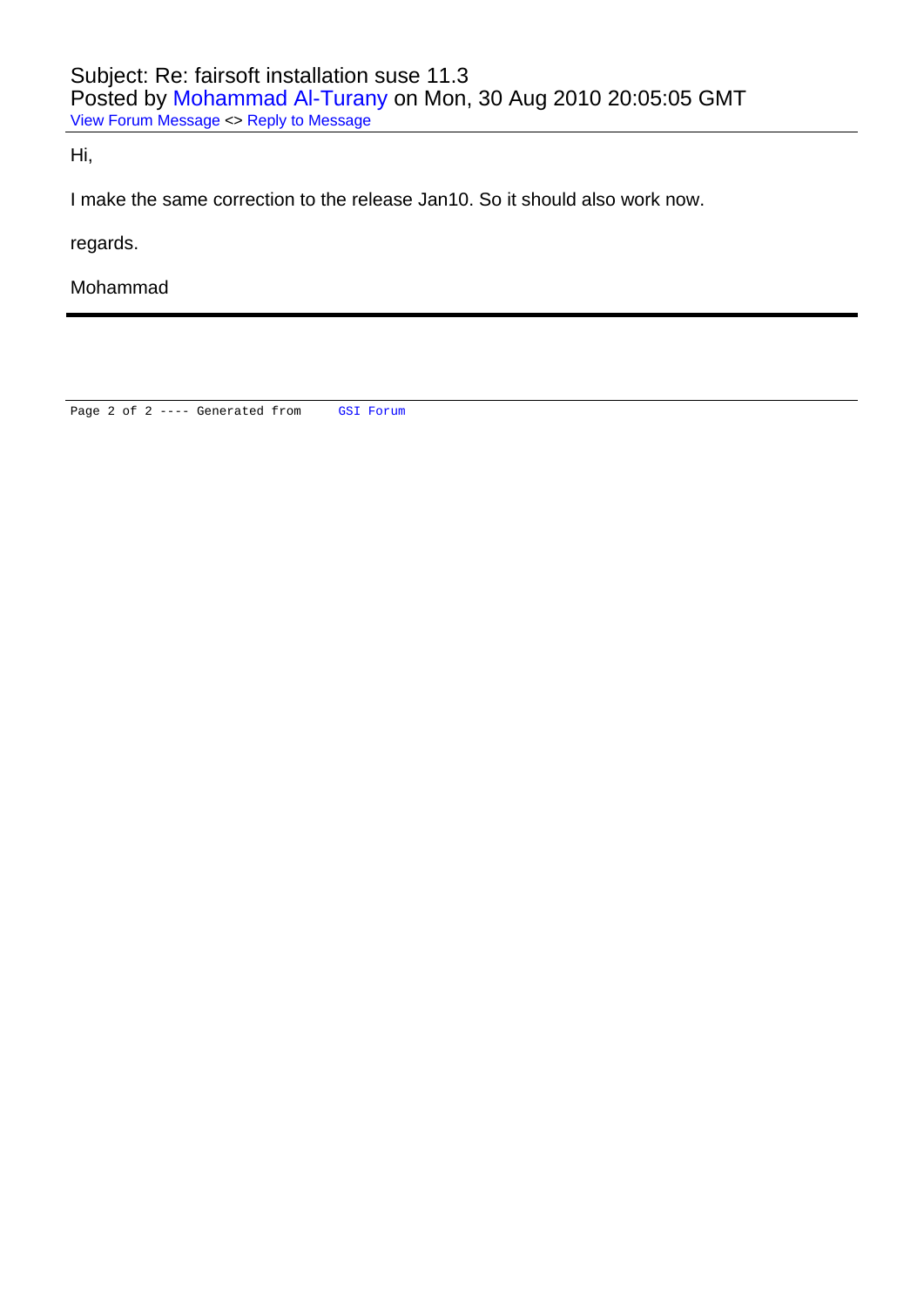Subject: Re: fairsoft installation suse 11.3
Posted by Mohammad Al-Turany on Mon, 30 Aug 2010 20:05:05 GMT
View Forum Message <> Reply to Message

Hi,

I make the same correction to the release Jan10. So it should also work now.

regards.

Mohammad